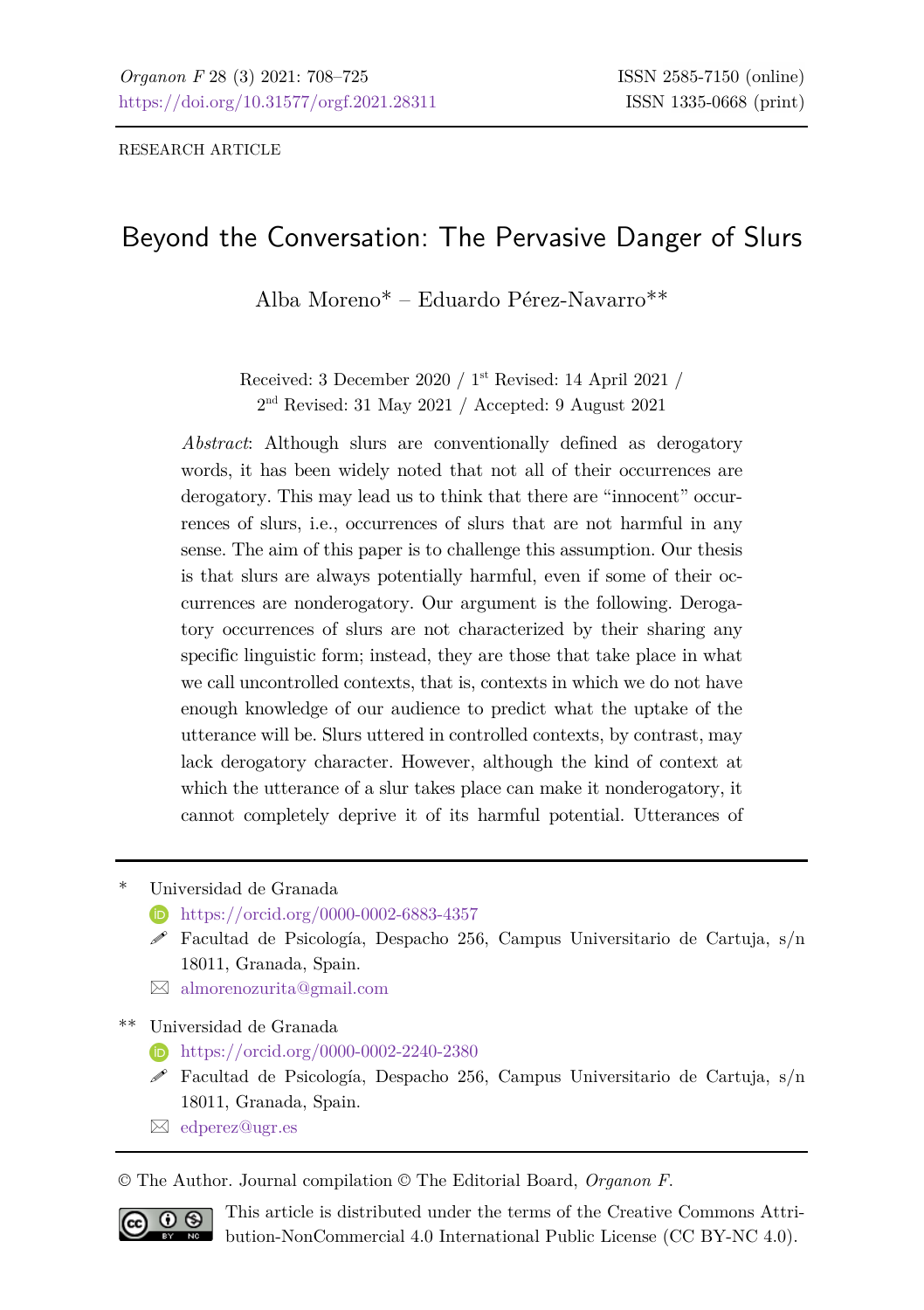RESEARCH ARTICLE

# Beyond the Conversation: The Pervasive Danger of Slurs

Alba Moreno* – Eduardo Pérez-Navarro**

Received: 3 December 2020 / 1st Revised: 14 April 2021 / 2nd Revised: 31 May 2021 / Accepted: 9 August 2021

*Abstract*: Although slurs are conventionally defined as derogatory words, it has been widely noted that not all of their occurrences are derogatory. This may lead us to think that there are "innocent" occurrences of slurs, i.e., occurrences of slurs that are not harmful in any sense. The aim of this paper is to challenge this assumption. Our thesis is that slurs are always potentially harmful, even if some of their occurrences are nonderogatory. Our argument is the following. Derogatory occurrences of slurs are not characterized by their sharing any specific linguistic form; instead, they are those that take place in what we call uncontrolled contexts, that is, contexts in which we do not have enough knowledge of our audience to predict what the uptake of the utterance will be. Slurs uttered in controlled contexts, by contrast, may lack derogatory character. However, although the kind of context at which the utterance of a slur takes place can make it nonderogatory, it cannot completely deprive it of its harmful potential. Utterances of

---

\* Universidad de Granada
https://orcid.org/0000-0002-6883-4357
Facultad de Psicología, Despacho 256, Campus Universitario de Cartuja, s/n 18011, Granada, Spain.
almorenozurita@gmail.com

\*\* Universidad de Granada
https://orcid.org/0000-0002-2240-2380
Facultad de Psicología, Despacho 256, Campus Universitario de Cartuja, s/n 18011, Granada, Spain.
edperez@ugr.es

© The Author. Journal compilation © The Editorial Board, *Organon F*.

This article is distributed under the terms of the Creative Commons Attribution-NonCommercial 4.0 International Public License (CC BY-NC 4.0).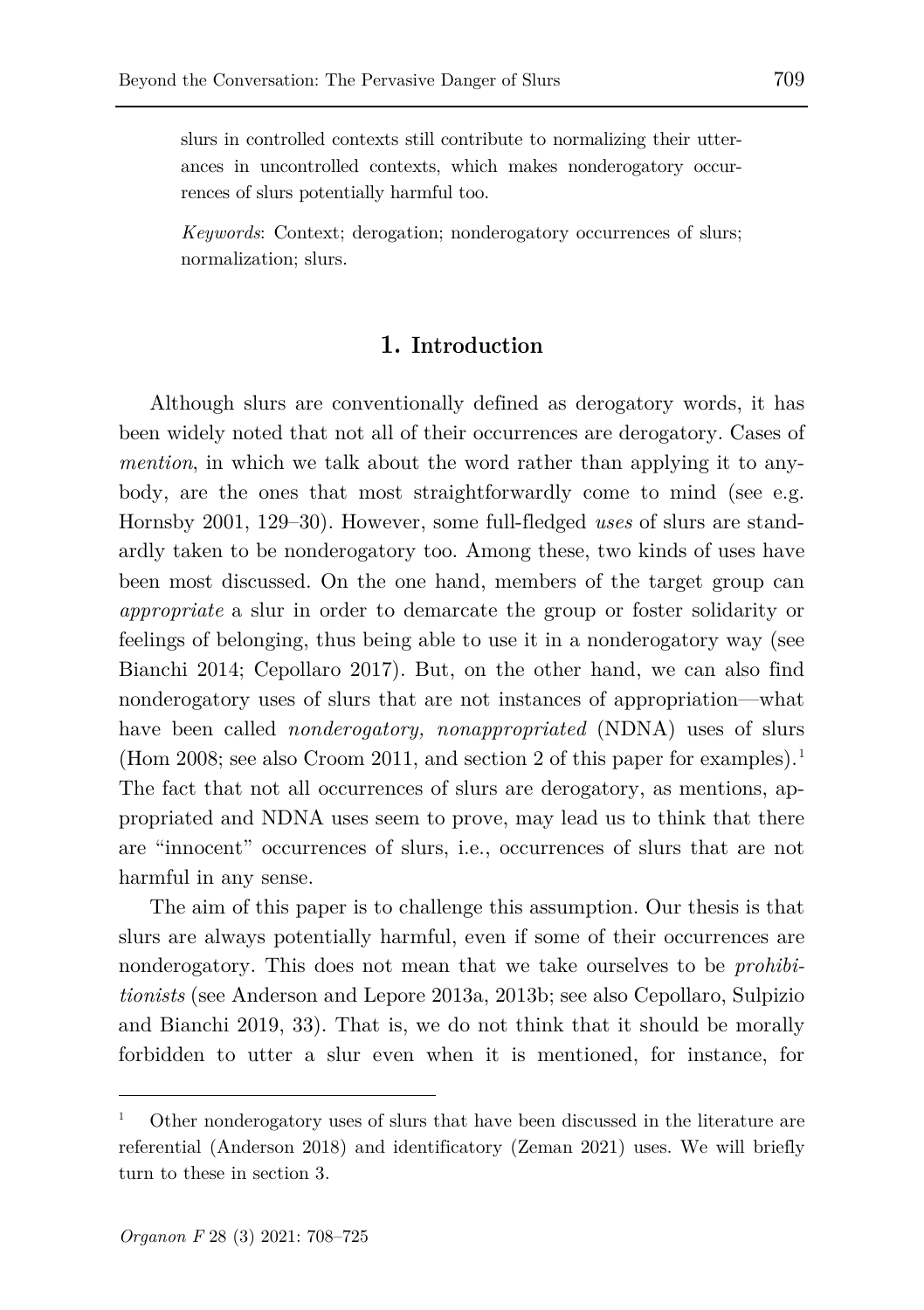slurs in controlled contexts still contribute to normalizing their utterances in uncontrolled contexts, which makes nonderogatory occurrences of slurs potentially harmful too.

*Keywords*: Context; derogation; nonderogatory occurrences of slurs; normalization; slurs.

## 1. Introduction

Although slurs are conventionally defined as derogatory words, it has been widely noted that not all of their occurrences are derogatory. Cases of *mention*, in which we talk about the word rather than applying it to anybody, are the ones that most straightforwardly come to mind (see e.g. Hornsby 2001, 129–30). However, some full-fledged *uses* of slurs are standardly taken to be nonderogatory too. Among these, two kinds of uses have been most discussed. On the one hand, members of the target group can *appropriate* a slur in order to demarcate the group or foster solidarity or feelings of belonging, thus being able to use it in a nonderogatory way (see Bianchi 2014; Cepollaro 2017). But, on the other hand, we can also find nonderogatory uses of slurs that are not instances of appropriation—what have been called *nonderogatory, nonappropriated* (NDNA) uses of slurs (Hom 2008; see also Croom 2011, and section 2 of this paper for examples).[1] The fact that not all occurrences of slurs are derogatory, as mentions, appropriated and NDNA uses seem to prove, may lead us to think that there are "innocent" occurrences of slurs, i.e., occurrences of slurs that are not harmful in any sense.

The aim of this paper is to challenge this assumption. Our thesis is that slurs are always potentially harmful, even if some of their occurrences are nonderogatory. This does not mean that we take ourselves to be *prohibitionists* (see Anderson and Lepore 2013a, 2013b; see also Cepollaro, Sulpizio and Bianchi 2019, 33). That is, we do not think that it should be morally forbidden to utter a slur even when it is mentioned, for instance, for

[1] Other nonderogatory uses of slurs that have been discussed in the literature are referential (Anderson 2018) and identificatory (Zeman 2021) uses. We will briefly turn to these in section 3.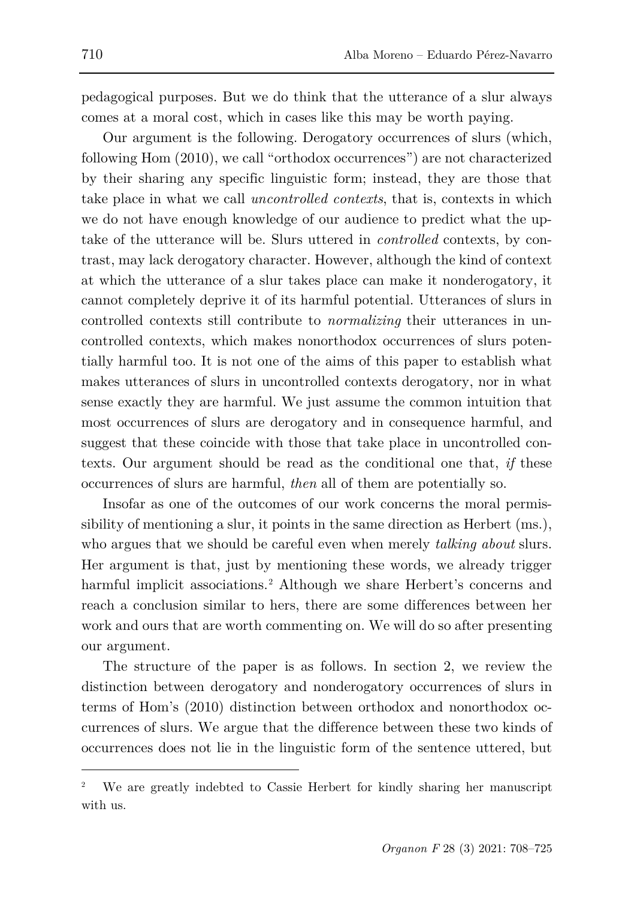pedagogical purposes. But we do think that the utterance of a slur always comes at a moral cost, which in cases like this may be worth paying.

Our argument is the following. Derogatory occurrences of slurs (which, following Hom (2010), we call "orthodox occurrences") are not characterized by their sharing any specific linguistic form; instead, they are those that take place in what we call *uncontrolled contexts*, that is, contexts in which we do not have enough knowledge of our audience to predict what the uptake of the utterance will be. Slurs uttered in *controlled* contexts, by contrast, may lack derogatory character. However, although the kind of context at which the utterance of a slur takes place can make it nonderogatory, it cannot completely deprive it of its harmful potential. Utterances of slurs in controlled contexts still contribute to *normalizing* their utterances in uncontrolled contexts, which makes nonorthodox occurrences of slurs potentially harmful too. It is not one of the aims of this paper to establish what makes utterances of slurs in uncontrolled contexts derogatory, nor in what sense exactly they are harmful. We just assume the common intuition that most occurrences of slurs are derogatory and in consequence harmful, and suggest that these coincide with those that take place in uncontrolled contexts. Our argument should be read as the conditional one that, *if* these occurrences of slurs are harmful, *then* all of them are potentially so.

Insofar as one of the outcomes of our work concerns the moral permissibility of mentioning a slur, it points in the same direction as Herbert (ms.), who argues that we should be careful even when merely *talking about* slurs. Her argument is that, just by mentioning these words, we already trigger harmful implicit associations.[2] Although we share Herbert's concerns and reach a conclusion similar to hers, there are some differences between her work and ours that are worth commenting on. We will do so after presenting our argument.

The structure of the paper is as follows. In section 2, we review the distinction between derogatory and nonderogatory occurrences of slurs in terms of Hom's (2010) distinction between orthodox and nonorthodox occurrences of slurs. We argue that the difference between these two kinds of occurrences does not lie in the linguistic form of the sentence uttered, but

[2] We are greatly indebted to Cassie Herbert for kindly sharing her manuscript with us.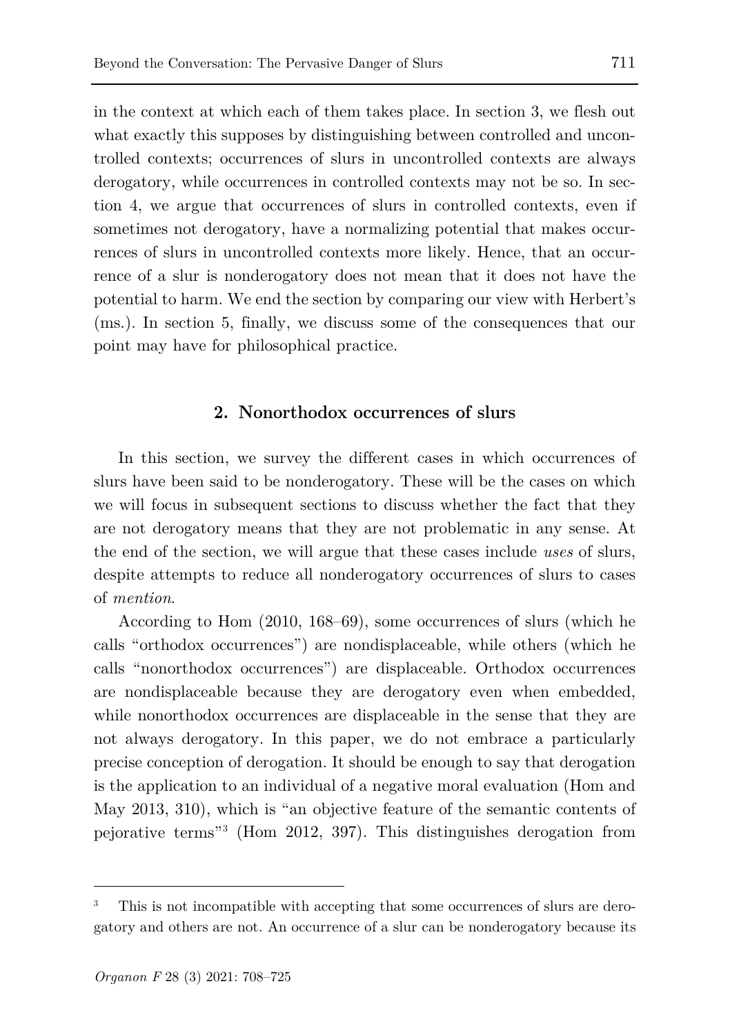in the context at which each of them takes place. In section 3, we flesh out what exactly this supposes by distinguishing between controlled and uncontrolled contexts; occurrences of slurs in uncontrolled contexts are always derogatory, while occurrences in controlled contexts may not be so. In section 4, we argue that occurrences of slurs in controlled contexts, even if sometimes not derogatory, have a normalizing potential that makes occurrences of slurs in uncontrolled contexts more likely. Hence, that an occurrence of a slur is nonderogatory does not mean that it does not have the potential to harm. We end the section by comparing our view with Herbert's (ms.). In section 5, finally, we discuss some of the consequences that our point may have for philosophical practice.

## 2. Nonorthodox occurrences of slurs

In this section, we survey the different cases in which occurrences of slurs have been said to be nonderogatory. These will be the cases on which we will focus in subsequent sections to discuss whether the fact that they are not derogatory means that they are not problematic in any sense. At the end of the section, we will argue that these cases include *uses* of slurs, despite attempts to reduce all nonderogatory occurrences of slurs to cases of *mention*.

According to Hom (2010, 168–69), some occurrences of slurs (which he calls "orthodox occurrences") are nondisplaceable, while others (which he calls "nonorthodox occurrences") are displaceable. Orthodox occurrences are nondisplaceable because they are derogatory even when embedded, while nonorthodox occurrences are displaceable in the sense that they are not always derogatory. In this paper, we do not embrace a particularly precise conception of derogation. It should be enough to say that derogation is the application to an individual of a negative moral evaluation (Hom and May 2013, 310), which is "an objective feature of the semantic contents of pejorative terms"[3] (Hom 2012, 397). This distinguishes derogation from

---

[3] This is not incompatible with accepting that some occurrences of slurs are derogatory and others are not. An occurrence of a slur can be nonderogatory because its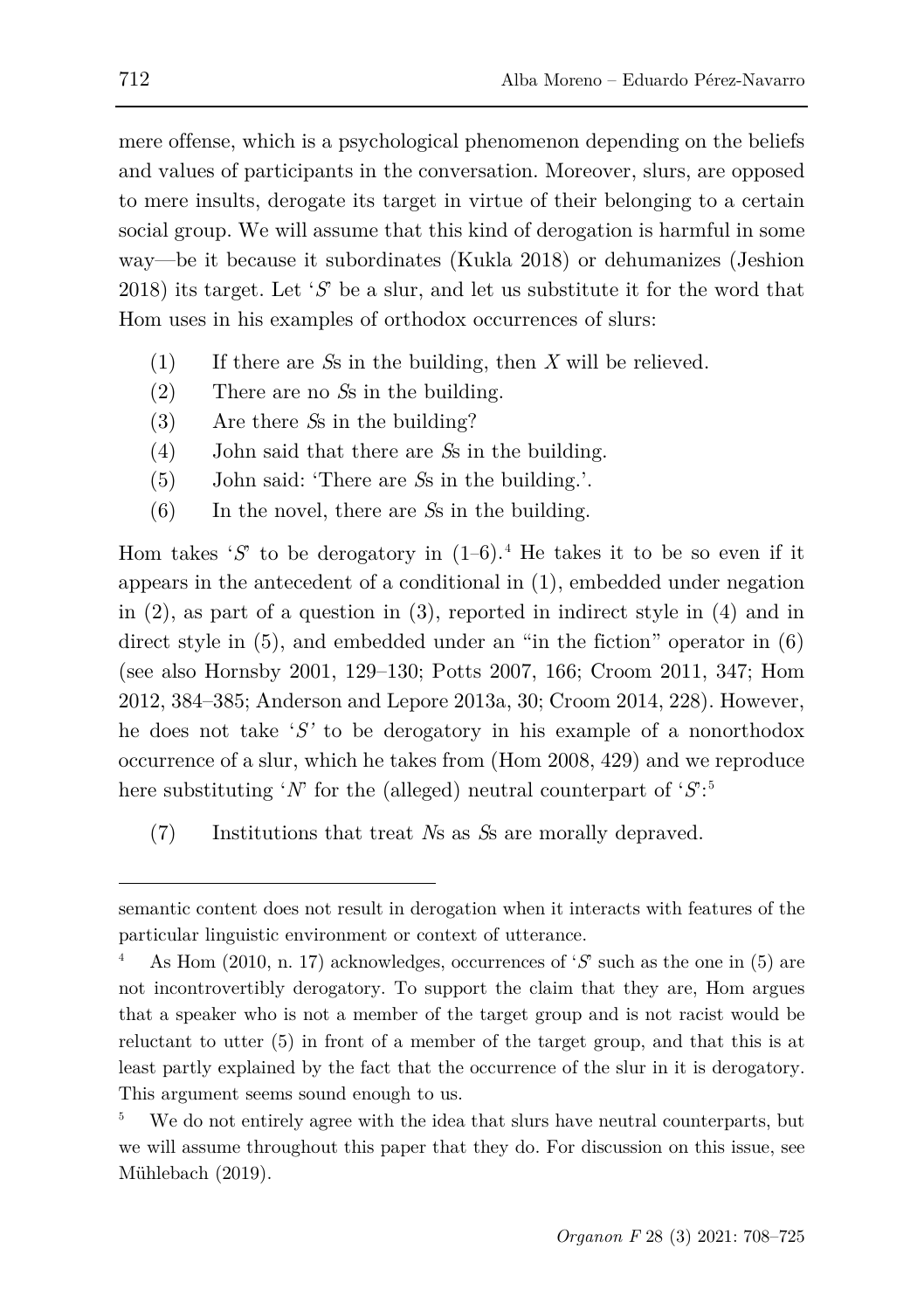mere offense, which is a psychological phenomenon depending on the beliefs and values of participants in the conversation. Moreover, slurs, are opposed to mere insults, derogate its target in virtue of their belonging to a certain social group. We will assume that this kind of derogation is harmful in some way—be it because it subordinates (Kukla 2018) or dehumanizes (Jeshion 2018) its target. Let '*S*' be a slur, and let us substitute it for the word that Hom uses in his examples of orthodox occurrences of slurs:

(1) If there are *S*s in the building, then *X* will be relieved.

(2) There are no *S*s in the building.

(3) Are there *S*s in the building?

(4) John said that there are *S*s in the building.

(5) John said: 'There are *S*s in the building.'.

(6) In the novel, there are *S*s in the building.

Hom takes '*S*' to be derogatory in (1–6).[4] He takes it to be so even if it appears in the antecedent of a conditional in (1), embedded under negation in (2), as part of a question in (3), reported in indirect style in (4) and in direct style in (5), and embedded under an "in the fiction" operator in (6) (see also Hornsby 2001, 129–130; Potts 2007, 166; Croom 2011, 347; Hom 2012, 384–385; Anderson and Lepore 2013a, 30; Croom 2014, 228). However, he does not take '*S'* to be derogatory in his example of a nonorthodox occurrence of a slur, which he takes from (Hom 2008, 429) and we reproduce here substituting '*N*' for the (alleged) neutral counterpart of '*S*':[5]

(7) Institutions that treat *N*s as *S*s are morally depraved.

---

semantic content does not result in derogation when it interacts with features of the particular linguistic environment or context of utterance.

[4] As Hom (2010, n. 17) acknowledges, occurrences of '*S*' such as the one in (5) are not incontrovertibly derogatory. To support the claim that they are, Hom argues that a speaker who is not a member of the target group and is not racist would be reluctant to utter (5) in front of a member of the target group, and that this is at least partly explained by the fact that the occurrence of the slur in it is derogatory. This argument seems sound enough to us.

[5] We do not entirely agree with the idea that slurs have neutral counterparts, but we will assume throughout this paper that they do. For discussion on this issue, see Mühlebach (2019).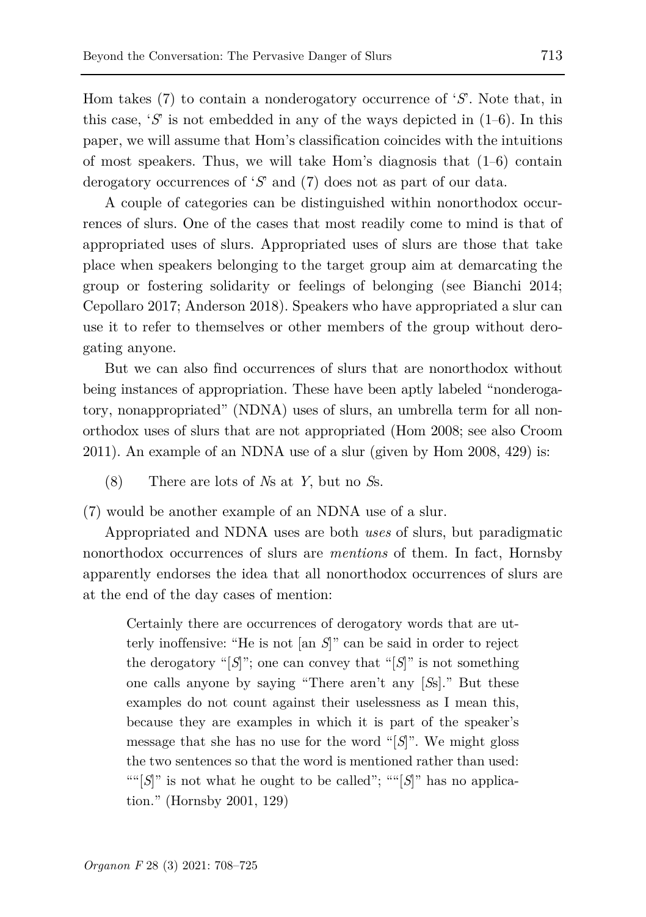Hom takes (7) to contain a nonderogatory occurrence of '*S*'. Note that, in this case, '*S*' is not embedded in any of the ways depicted in (1–6). In this paper, we will assume that Hom's classification coincides with the intuitions of most speakers. Thus, we will take Hom's diagnosis that (1–6) contain derogatory occurrences of '*S*' and (7) does not as part of our data.

A couple of categories can be distinguished within nonorthodox occurrences of slurs. One of the cases that most readily come to mind is that of appropriated uses of slurs. Appropriated uses of slurs are those that take place when speakers belonging to the target group aim at demarcating the group or fostering solidarity or feelings of belonging (see Bianchi 2014; Cepollaro 2017; Anderson 2018). Speakers who have appropriated a slur can use it to refer to themselves or other members of the group without derogating anyone.

But we can also find occurrences of slurs that are nonorthodox without being instances of appropriation. These have been aptly labeled "nonderogatory, nonappropriated" (NDNA) uses of slurs, an umbrella term for all nonorthodox uses of slurs that are not appropriated (Hom 2008; see also Croom 2011). An example of an NDNA use of a slur (given by Hom 2008, 429) is:

(8) There are lots of *N*s at *Y*, but no *S*s.

(7) would be another example of an NDNA use of a slur.

Appropriated and NDNA uses are both *uses* of slurs, but paradigmatic nonorthodox occurrences of slurs are *mentions* of them. In fact, Hornsby apparently endorses the idea that all nonorthodox occurrences of slurs are at the end of the day cases of mention:

> Certainly there are occurrences of derogatory words that are utterly inoffensive: "He is not [an *S*]" can be said in order to reject the derogatory "[*S*]"; one can convey that "[*S*]" is not something one calls anyone by saying "There aren't any [*S*s]." But these examples do not count against their uselessness as I mean this, because they are examples in which it is part of the speaker's message that she has no use for the word "[*S*]". We might gloss the two sentences so that the word is mentioned rather than used: ""[*S*]" is not what he ought to be called"; ""[*S*]" has no application." (Hornsby 2001, 129)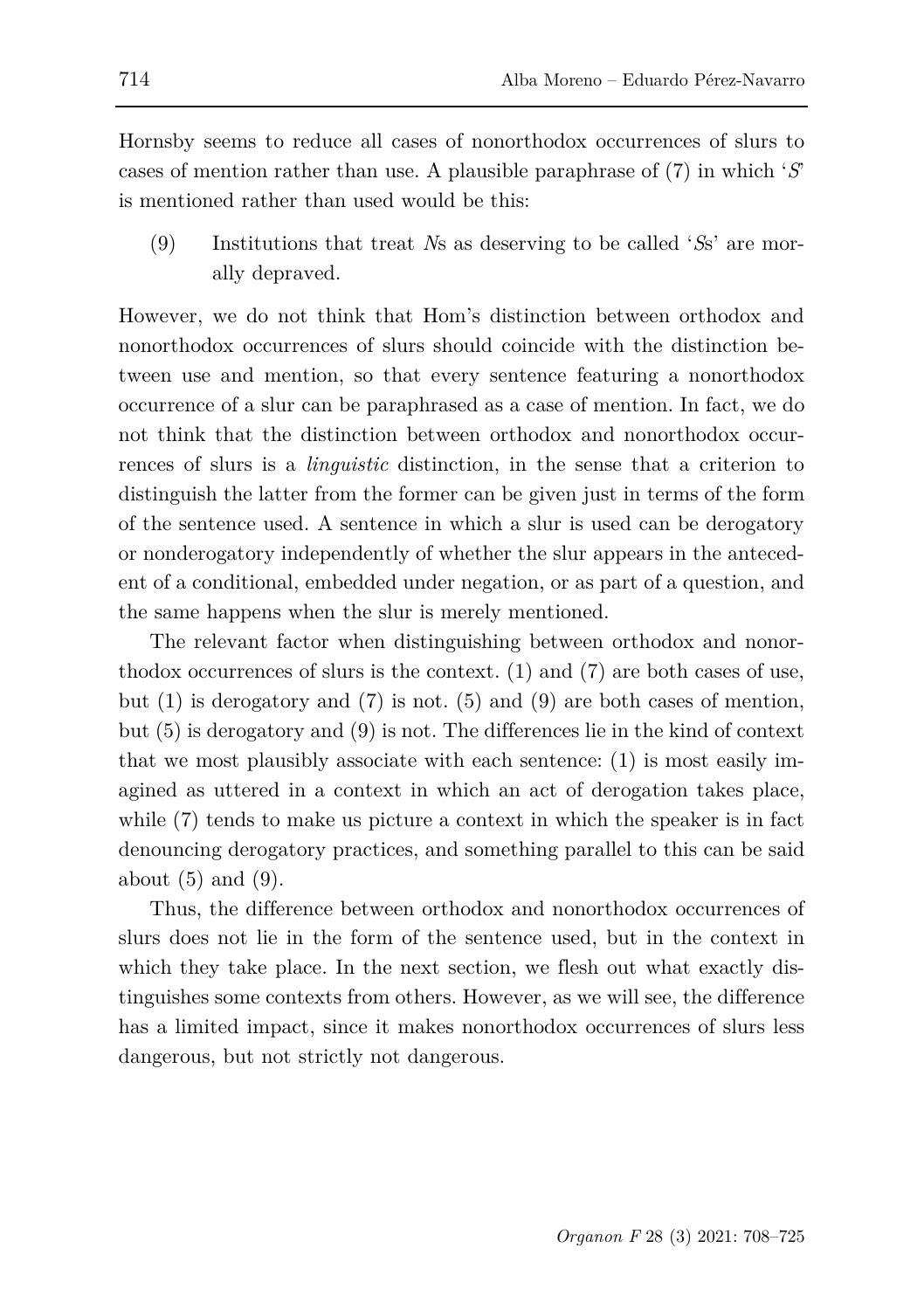Hornsby seems to reduce all cases of nonorthodox occurrences of slurs to cases of mention rather than use. A plausible paraphrase of (7) in which '*S*' is mentioned rather than used would be this:

(9) Institutions that treat *N*s as deserving to be called '*S*s' are morally depraved.

However, we do not think that Hom's distinction between orthodox and nonorthodox occurrences of slurs should coincide with the distinction between use and mention, so that every sentence featuring a nonorthodox occurrence of a slur can be paraphrased as a case of mention. In fact, we do not think that the distinction between orthodox and nonorthodox occurrences of slurs is a *linguistic* distinction, in the sense that a criterion to distinguish the latter from the former can be given just in terms of the form of the sentence used. A sentence in which a slur is used can be derogatory or nonderogatory independently of whether the slur appears in the antecedent of a conditional, embedded under negation, or as part of a question, and the same happens when the slur is merely mentioned.

The relevant factor when distinguishing between orthodox and nonorthodox occurrences of slurs is the context. (1) and (7) are both cases of use, but (1) is derogatory and (7) is not. (5) and (9) are both cases of mention, but (5) is derogatory and (9) is not. The differences lie in the kind of context that we most plausibly associate with each sentence: (1) is most easily imagined as uttered in a context in which an act of derogation takes place, while (7) tends to make us picture a context in which the speaker is in fact denouncing derogatory practices, and something parallel to this can be said about (5) and (9).

Thus, the difference between orthodox and nonorthodox occurrences of slurs does not lie in the form of the sentence used, but in the context in which they take place. In the next section, we flesh out what exactly distinguishes some contexts from others. However, as we will see, the difference has a limited impact, since it makes nonorthodox occurrences of slurs less dangerous, but not strictly not dangerous.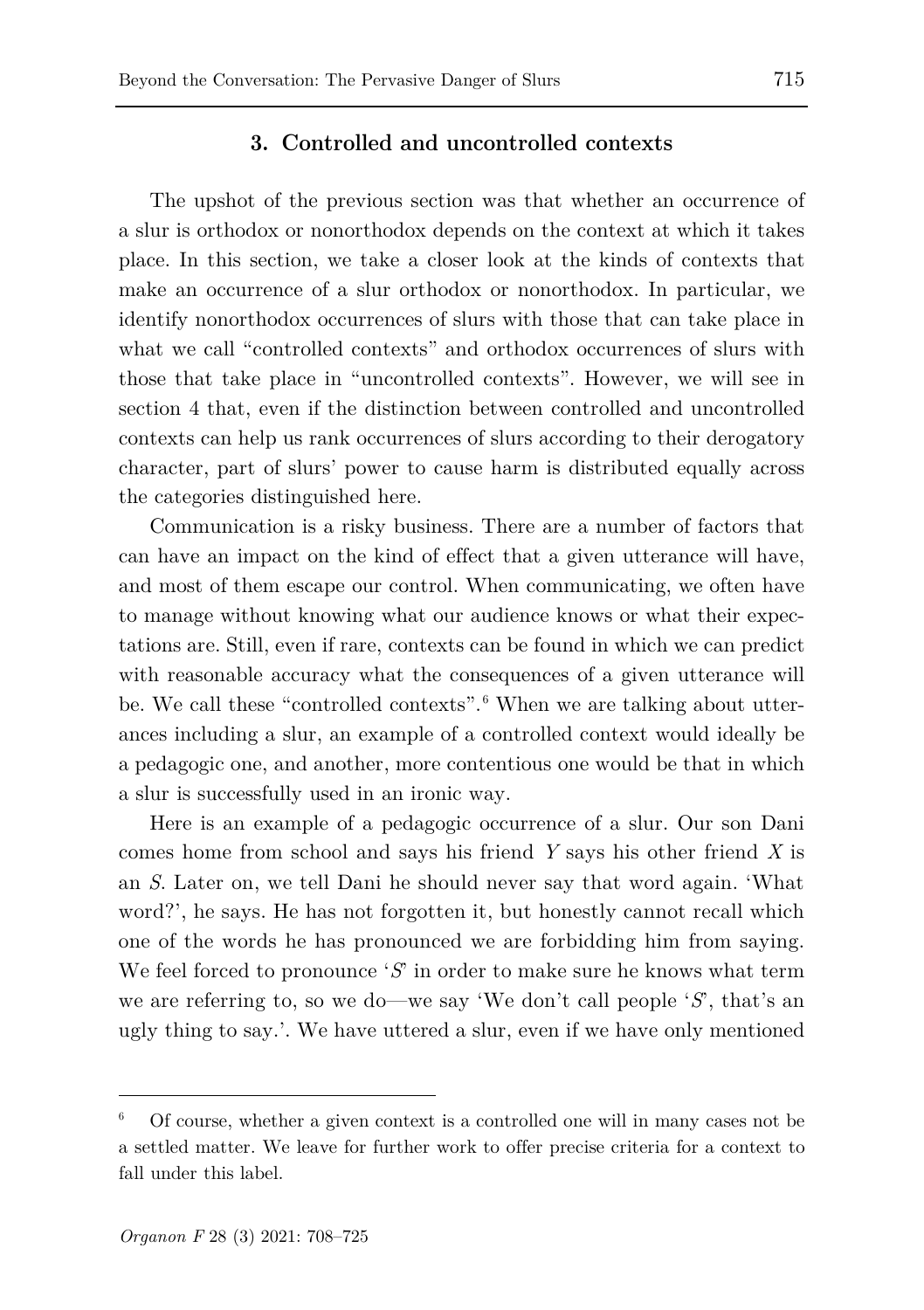## 3. Controlled and uncontrolled contexts

The upshot of the previous section was that whether an occurrence of a slur is orthodox or nonorthodox depends on the context at which it takes place. In this section, we take a closer look at the kinds of contexts that make an occurrence of a slur orthodox or nonorthodox. In particular, we identify nonorthodox occurrences of slurs with those that can take place in what we call "controlled contexts" and orthodox occurrences of slurs with those that take place in "uncontrolled contexts". However, we will see in section 4 that, even if the distinction between controlled and uncontrolled contexts can help us rank occurrences of slurs according to their derogatory character, part of slurs' power to cause harm is distributed equally across the categories distinguished here.

Communication is a risky business. There are a number of factors that can have an impact on the kind of effect that a given utterance will have, and most of them escape our control. When communicating, we often have to manage without knowing what our audience knows or what their expectations are. Still, even if rare, contexts can be found in which we can predict with reasonable accuracy what the consequences of a given utterance will be. We call these "controlled contexts".[6] When we are talking about utterances including a slur, an example of a controlled context would ideally be a pedagogic one, and another, more contentious one would be that in which a slur is successfully used in an ironic way.

Here is an example of a pedagogic occurrence of a slur. Our son Dani comes home from school and says his friend *Y* says his other friend *X* is an *S*. Later on, we tell Dani he should never say that word again. 'What word?', he says. He has not forgotten it, but honestly cannot recall which one of the words he has pronounced we are forbidding him from saying. We feel forced to pronounce '*S*' in order to make sure he knows what term we are referring to, so we do—we say 'We don't call people '*S*', that's an ugly thing to say.'. We have uttered a slur, even if we have only mentioned

[6] Of course, whether a given context is a controlled one will in many cases not be a settled matter. We leave for further work to offer precise criteria for a context to fall under this label.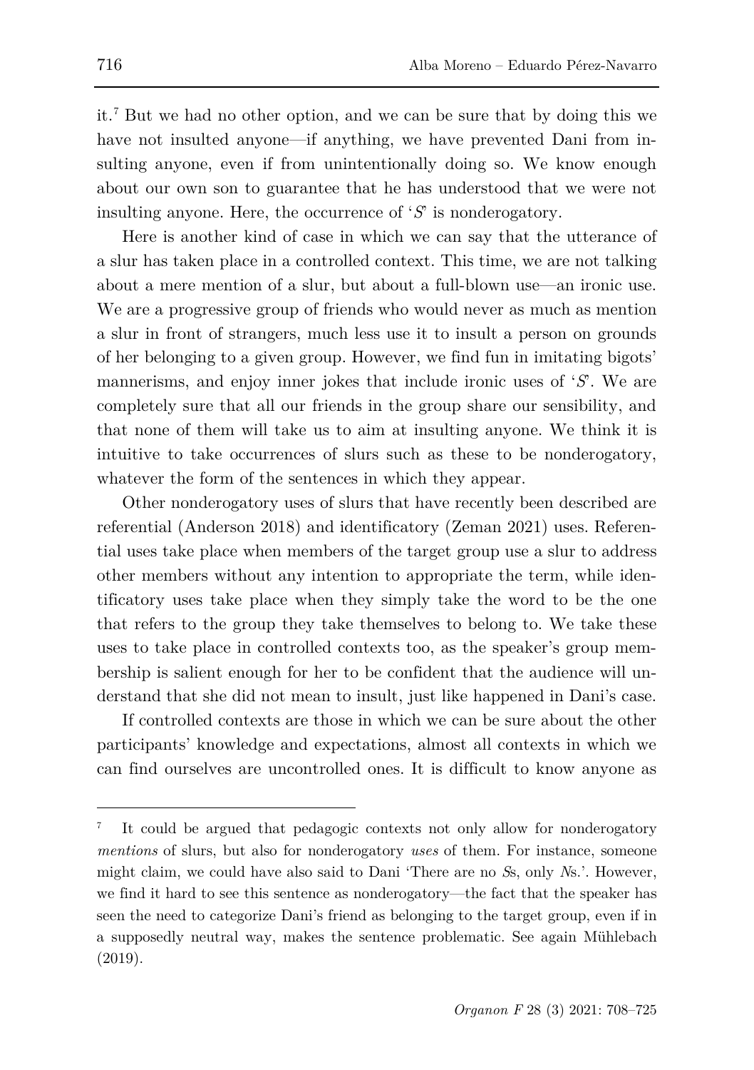it.[7] But we had no other option, and we can be sure that by doing this we have not insulted anyone—if anything, we have prevented Dani from insulting anyone, even if from unintentionally doing so. We know enough about our own son to guarantee that he has understood that we were not insulting anyone. Here, the occurrence of '*S*' is nonderogatory.

Here is another kind of case in which we can say that the utterance of a slur has taken place in a controlled context. This time, we are not talking about a mere mention of a slur, but about a full-blown use—an ironic use. We are a progressive group of friends who would never as much as mention a slur in front of strangers, much less use it to insult a person on grounds of her belonging to a given group. However, we find fun in imitating bigots' mannerisms, and enjoy inner jokes that include ironic uses of '*S*'. We are completely sure that all our friends in the group share our sensibility, and that none of them will take us to aim at insulting anyone. We think it is intuitive to take occurrences of slurs such as these to be nonderogatory, whatever the form of the sentences in which they appear.

Other nonderogatory uses of slurs that have recently been described are referential (Anderson 2018) and identificatory (Zeman 2021) uses. Referential uses take place when members of the target group use a slur to address other members without any intention to appropriate the term, while identificatory uses take place when they simply take the word to be the one that refers to the group they take themselves to belong to. We take these uses to take place in controlled contexts too, as the speaker's group membership is salient enough for her to be confident that the audience will understand that she did not mean to insult, just like happened in Dani's case.

If controlled contexts are those in which we can be sure about the other participants' knowledge and expectations, almost all contexts in which we can find ourselves are uncontrolled ones. It is difficult to know anyone as

---

[7] It could be argued that pedagogic contexts not only allow for nonderogatory *mentions* of slurs, but also for nonderogatory *uses* of them. For instance, someone might claim, we could have also said to Dani 'There are no *S*s, only *N*s.'. However, we find it hard to see this sentence as nonderogatory—the fact that the speaker has seen the need to categorize Dani's friend as belonging to the target group, even if in a supposedly neutral way, makes the sentence problematic. See again Mühlebach (2019).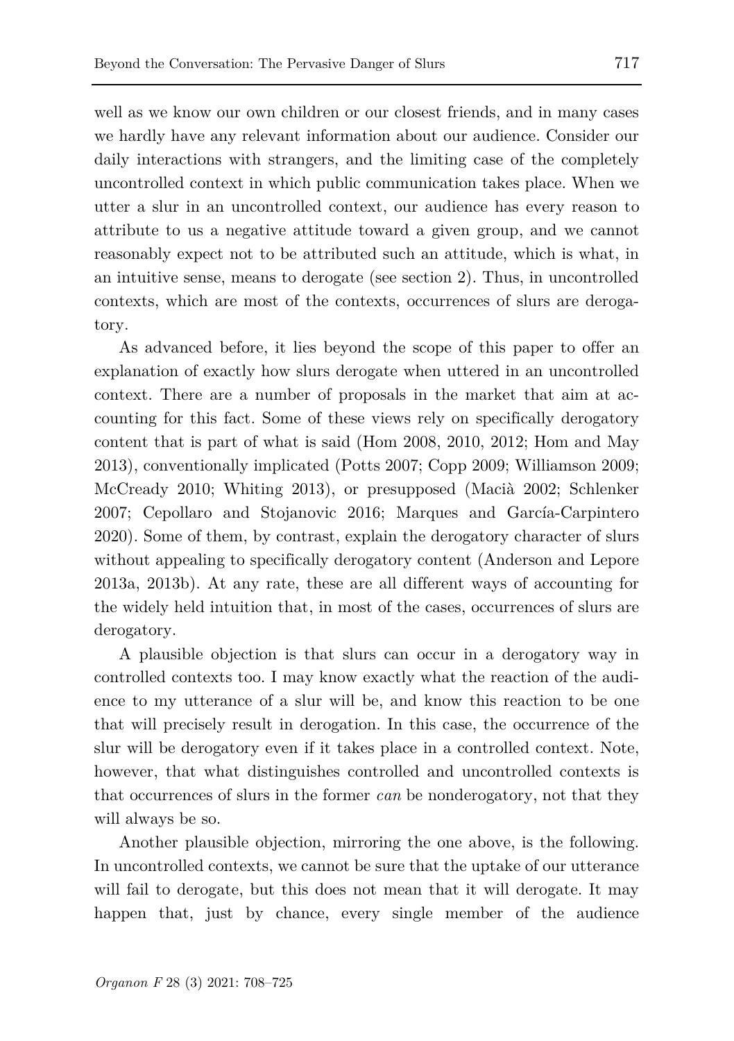well as we know our own children or our closest friends, and in many cases we hardly have any relevant information about our audience. Consider our daily interactions with strangers, and the limiting case of the completely uncontrolled context in which public communication takes place. When we utter a slur in an uncontrolled context, our audience has every reason to attribute to us a negative attitude toward a given group, and we cannot reasonably expect not to be attributed such an attitude, which is what, in an intuitive sense, means to derogate (see section 2). Thus, in uncontrolled contexts, which are most of the contexts, occurrences of slurs are derogatory.

As advanced before, it lies beyond the scope of this paper to offer an explanation of exactly how slurs derogate when uttered in an uncontrolled context. There are a number of proposals in the market that aim at accounting for this fact. Some of these views rely on specifically derogatory content that is part of what is said (Hom 2008, 2010, 2012; Hom and May 2013), conventionally implicated (Potts 2007; Copp 2009; Williamson 2009; McCready 2010; Whiting 2013), or presupposed (Macià 2002; Schlenker 2007; Cepollaro and Stojanovic 2016; Marques and García-Carpintero 2020). Some of them, by contrast, explain the derogatory character of slurs without appealing to specifically derogatory content (Anderson and Lepore 2013a, 2013b). At any rate, these are all different ways of accounting for the widely held intuition that, in most of the cases, occurrences of slurs are derogatory.

A plausible objection is that slurs can occur in a derogatory way in controlled contexts too. I may know exactly what the reaction of the audience to my utterance of a slur will be, and know this reaction to be one that will precisely result in derogation. In this case, the occurrence of the slur will be derogatory even if it takes place in a controlled context. Note, however, that what distinguishes controlled and uncontrolled contexts is that occurrences of slurs in the former *can* be nonderogatory, not that they will always be so.

Another plausible objection, mirroring the one above, is the following. In uncontrolled contexts, we cannot be sure that the uptake of our utterance will fail to derogate, but this does not mean that it will derogate. It may happen that, just by chance, every single member of the audience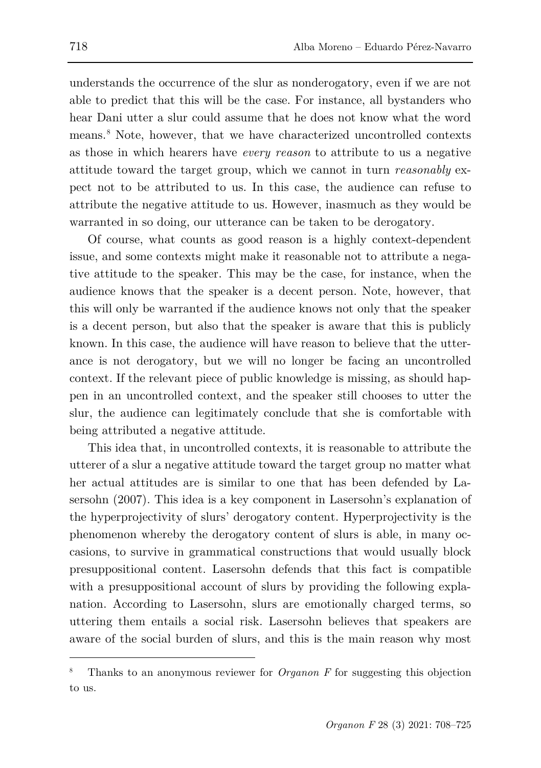understands the occurrence of the slur as nonderogatory, even if we are not able to predict that this will be the case. For instance, all bystanders who hear Dani utter a slur could assume that he does not know what the word means.[8] Note, however, that we have characterized uncontrolled contexts as those in which hearers have *every reason* to attribute to us a negative attitude toward the target group, which we cannot in turn *reasonably* expect not to be attributed to us. In this case, the audience can refuse to attribute the negative attitude to us. However, inasmuch as they would be warranted in so doing, our utterance can be taken to be derogatory.

Of course, what counts as good reason is a highly context-dependent issue, and some contexts might make it reasonable not to attribute a negative attitude to the speaker. This may be the case, for instance, when the audience knows that the speaker is a decent person. Note, however, that this will only be warranted if the audience knows not only that the speaker is a decent person, but also that the speaker is aware that this is publicly known. In this case, the audience will have reason to believe that the utterance is not derogatory, but we will no longer be facing an uncontrolled context. If the relevant piece of public knowledge is missing, as should happen in an uncontrolled context, and the speaker still chooses to utter the slur, the audience can legitimately conclude that she is comfortable with being attributed a negative attitude.

This idea that, in uncontrolled contexts, it is reasonable to attribute the utterer of a slur a negative attitude toward the target group no matter what her actual attitudes are is similar to one that has been defended by Lasersohn (2007). This idea is a key component in Lasersohn's explanation of the hyperprojectivity of slurs' derogatory content. Hyperprojectivity is the phenomenon whereby the derogatory content of slurs is able, in many occasions, to survive in grammatical constructions that would usually block presuppositional content. Lasersohn defends that this fact is compatible with a presuppositional account of slurs by providing the following explanation. According to Lasersohn, slurs are emotionally charged terms, so uttering them entails a social risk. Lasersohn believes that speakers are aware of the social burden of slurs, and this is the main reason why most

---

[8] Thanks to an anonymous reviewer for *Organon F* for suggesting this objection to us.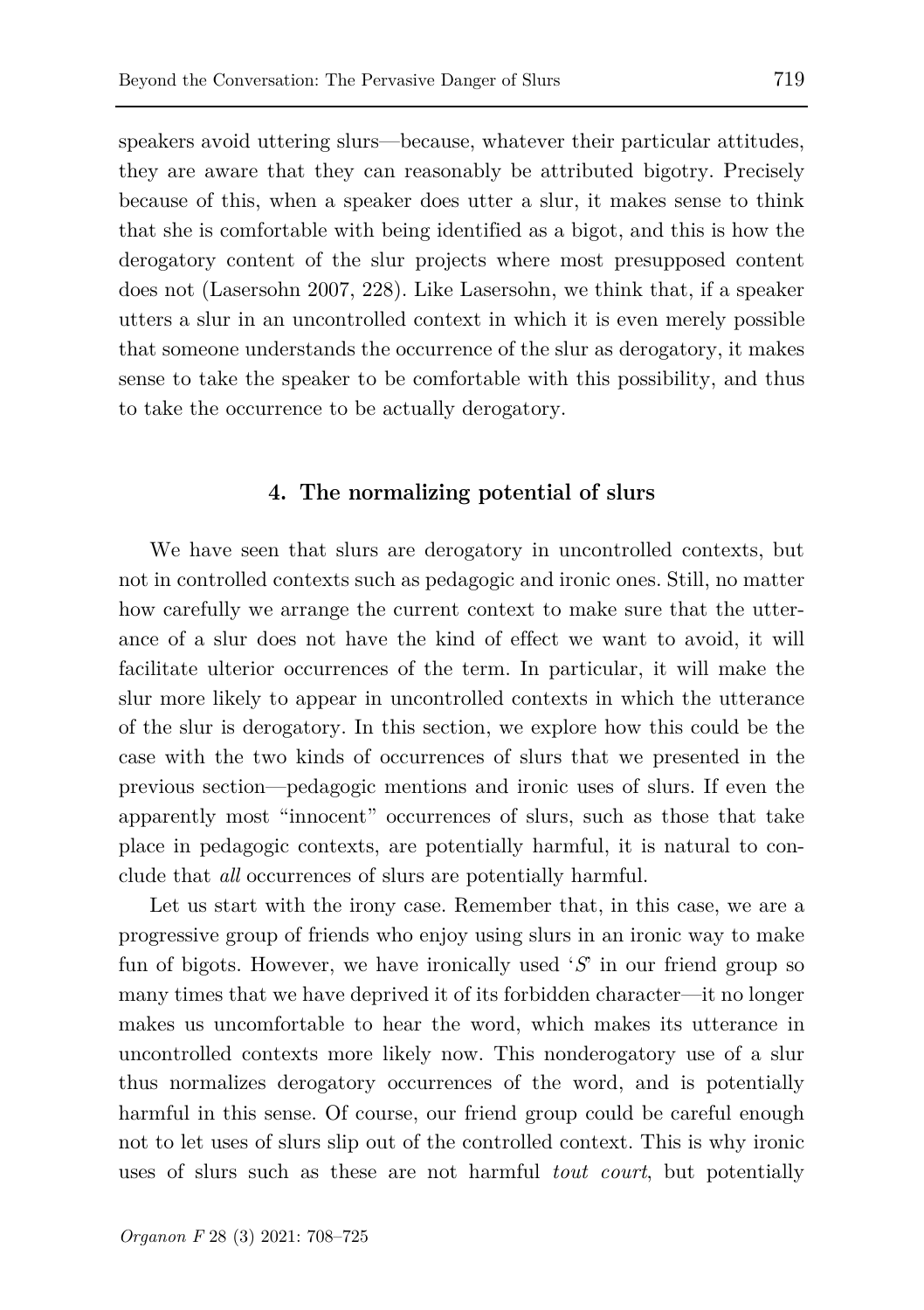speakers avoid uttering slurs—because, whatever their particular attitudes, they are aware that they can reasonably be attributed bigotry. Precisely because of this, when a speaker does utter a slur, it makes sense to think that she is comfortable with being identified as a bigot, and this is how the derogatory content of the slur projects where most presupposed content does not (Lasersohn 2007, 228). Like Lasersohn, we think that, if a speaker utters a slur in an uncontrolled context in which it is even merely possible that someone understands the occurrence of the slur as derogatory, it makes sense to take the speaker to be comfortable with this possibility, and thus to take the occurrence to be actually derogatory.

## 4. The normalizing potential of slurs

We have seen that slurs are derogatory in uncontrolled contexts, but not in controlled contexts such as pedagogic and ironic ones. Still, no matter how carefully we arrange the current context to make sure that the utterance of a slur does not have the kind of effect we want to avoid, it will facilitate ulterior occurrences of the term. In particular, it will make the slur more likely to appear in uncontrolled contexts in which the utterance of the slur is derogatory. In this section, we explore how this could be the case with the two kinds of occurrences of slurs that we presented in the previous section—pedagogic mentions and ironic uses of slurs. If even the apparently most "innocent" occurrences of slurs, such as those that take place in pedagogic contexts, are potentially harmful, it is natural to conclude that *all* occurrences of slurs are potentially harmful.

Let us start with the irony case. Remember that, in this case, we are a progressive group of friends who enjoy using slurs in an ironic way to make fun of bigots. However, we have ironically used '*S*' in our friend group so many times that we have deprived it of its forbidden character—it no longer makes us uncomfortable to hear the word, which makes its utterance in uncontrolled contexts more likely now. This nonderogatory use of a slur thus normalizes derogatory occurrences of the word, and is potentially harmful in this sense. Of course, our friend group could be careful enough not to let uses of slurs slip out of the controlled context. This is why ironic uses of slurs such as these are not harmful *tout court*, but potentially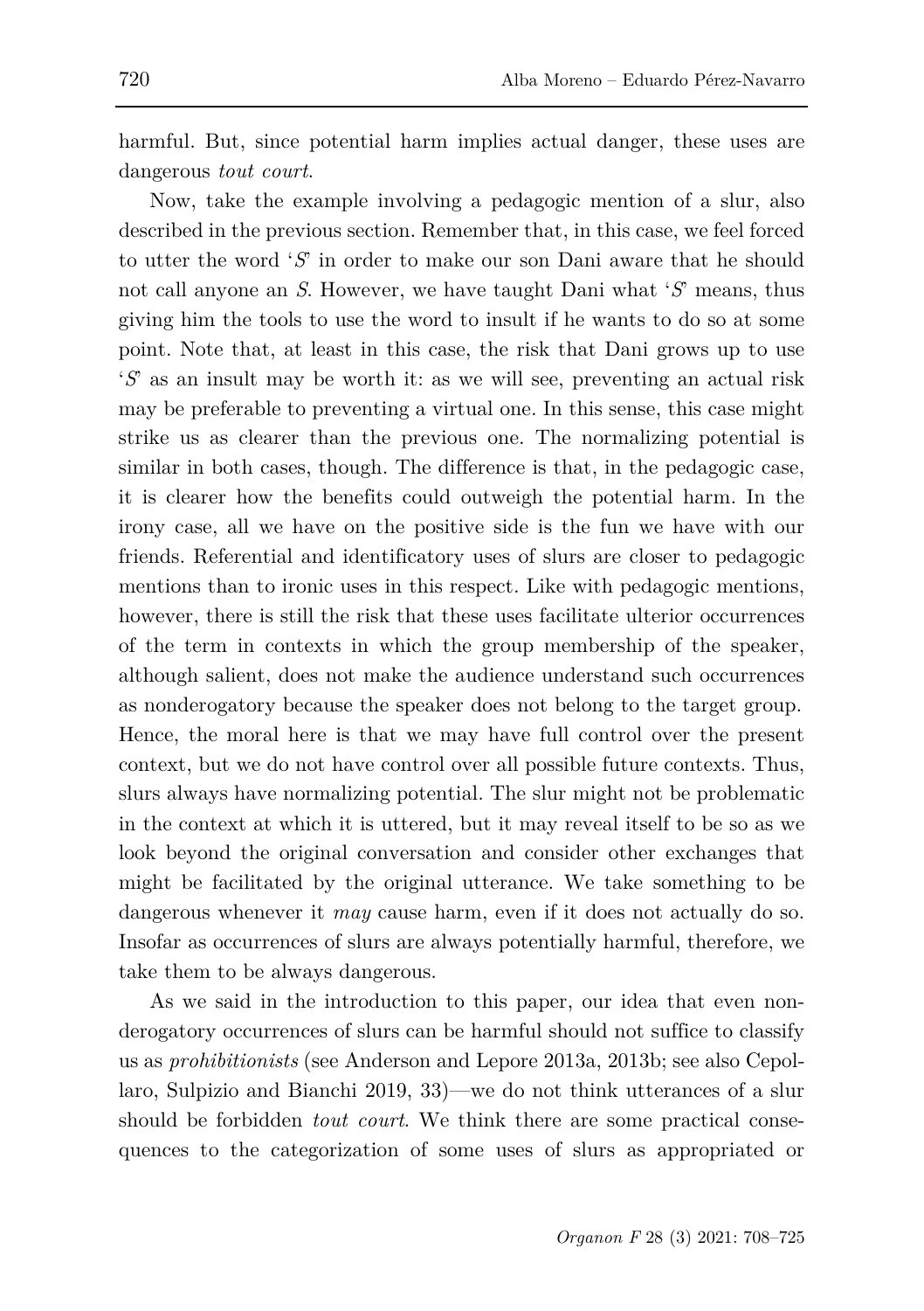harmful. But, since potential harm implies actual danger, these uses are dangerous *tout court*.

Now, take the example involving a pedagogic mention of a slur, also described in the previous section. Remember that, in this case, we feel forced to utter the word '*S*' in order to make our son Dani aware that he should not call anyone an *S*. However, we have taught Dani what '*S*' means, thus giving him the tools to use the word to insult if he wants to do so at some point. Note that, at least in this case, the risk that Dani grows up to use '*S*' as an insult may be worth it: as we will see, preventing an actual risk may be preferable to preventing a virtual one. In this sense, this case might strike us as clearer than the previous one. The normalizing potential is similar in both cases, though. The difference is that, in the pedagogic case, it is clearer how the benefits could outweigh the potential harm. In the irony case, all we have on the positive side is the fun we have with our friends. Referential and identificatory uses of slurs are closer to pedagogic mentions than to ironic uses in this respect. Like with pedagogic mentions, however, there is still the risk that these uses facilitate ulterior occurrences of the term in contexts in which the group membership of the speaker, although salient, does not make the audience understand such occurrences as nonderogatory because the speaker does not belong to the target group. Hence, the moral here is that we may have full control over the present context, but we do not have control over all possible future contexts. Thus, slurs always have normalizing potential. The slur might not be problematic in the context at which it is uttered, but it may reveal itself to be so as we look beyond the original conversation and consider other exchanges that might be facilitated by the original utterance. We take something to be dangerous whenever it *may* cause harm, even if it does not actually do so. Insofar as occurrences of slurs are always potentially harmful, therefore, we take them to be always dangerous.

As we said in the introduction to this paper, our idea that even non-derogatory occurrences of slurs can be harmful should not suffice to classify us as *prohibitionists* (see Anderson and Lepore 2013a, 2013b; see also Cepollaro, Sulpizio and Bianchi 2019, 33)—we do not think utterances of a slur should be forbidden *tout court*. We think there are some practical consequences to the categorization of some uses of slurs as appropriated or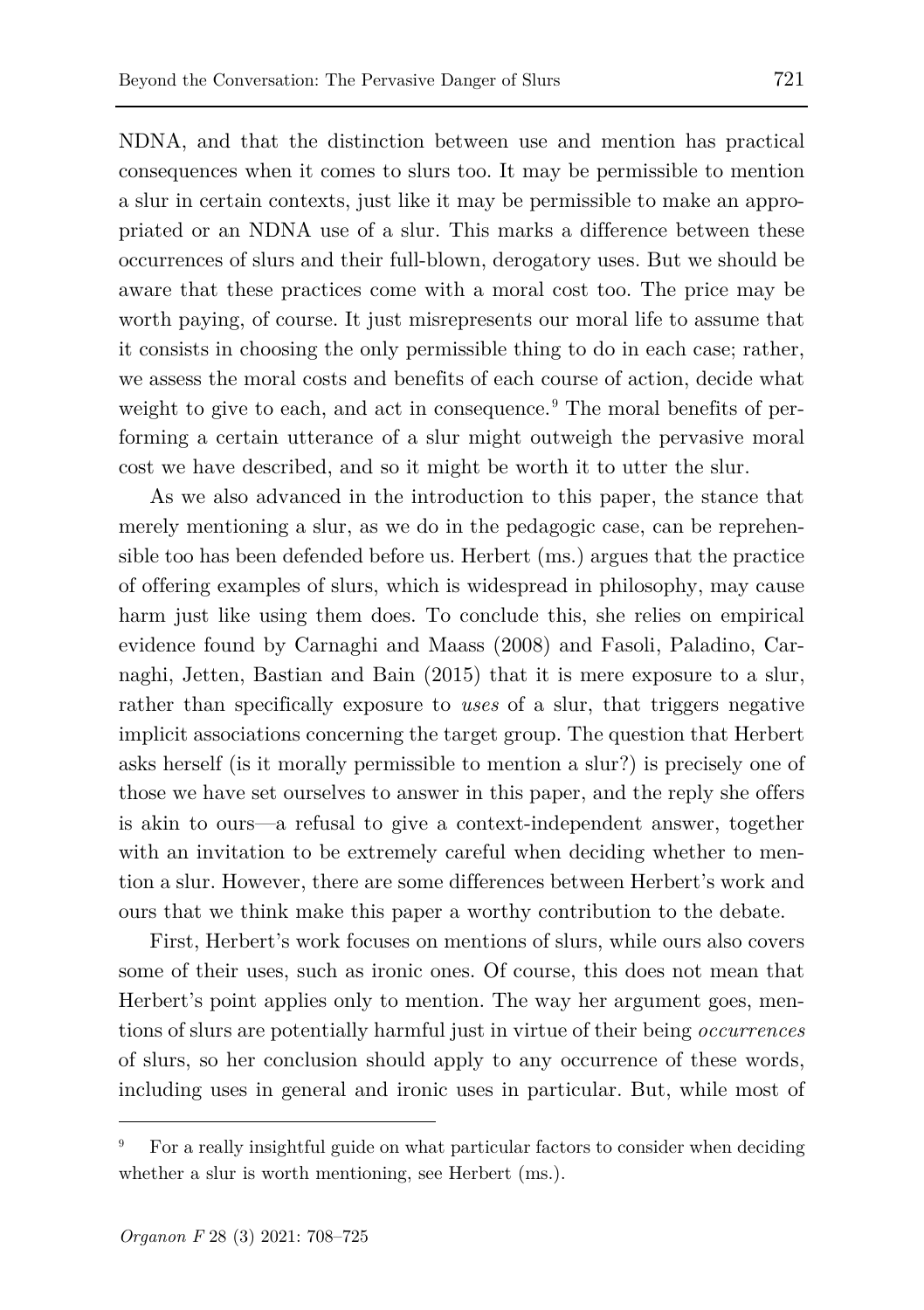NDNA, and that the distinction between use and mention has practical consequences when it comes to slurs too. It may be permissible to mention a slur in certain contexts, just like it may be permissible to make an appropriated or an NDNA use of a slur. This marks a difference between these occurrences of slurs and their full-blown, derogatory uses. But we should be aware that these practices come with a moral cost too. The price may be worth paying, of course. It just misrepresents our moral life to assume that it consists in choosing the only permissible thing to do in each case; rather, we assess the moral costs and benefits of each course of action, decide what weight to give to each, and act in consequence.[9] The moral benefits of performing a certain utterance of a slur might outweigh the pervasive moral cost we have described, and so it might be worth it to utter the slur.

As we also advanced in the introduction to this paper, the stance that merely mentioning a slur, as we do in the pedagogic case, can be reprehensible too has been defended before us. Herbert (ms.) argues that the practice of offering examples of slurs, which is widespread in philosophy, may cause harm just like using them does. To conclude this, she relies on empirical evidence found by Carnaghi and Maass (2008) and Fasoli, Paladino, Carnaghi, Jetten, Bastian and Bain (2015) that it is mere exposure to a slur, rather than specifically exposure to *uses* of a slur, that triggers negative implicit associations concerning the target group. The question that Herbert asks herself (is it morally permissible to mention a slur?) is precisely one of those we have set ourselves to answer in this paper, and the reply she offers is akin to ours—a refusal to give a context-independent answer, together with an invitation to be extremely careful when deciding whether to mention a slur. However, there are some differences between Herbert's work and ours that we think make this paper a worthy contribution to the debate.

First, Herbert's work focuses on mentions of slurs, while ours also covers some of their uses, such as ironic ones. Of course, this does not mean that Herbert's point applies only to mention. The way her argument goes, mentions of slurs are potentially harmful just in virtue of their being *occurrences* of slurs, so her conclusion should apply to any occurrence of these words, including uses in general and ironic uses in particular. But, while most of

---

[9] For a really insightful guide on what particular factors to consider when deciding whether a slur is worth mentioning, see Herbert (ms.).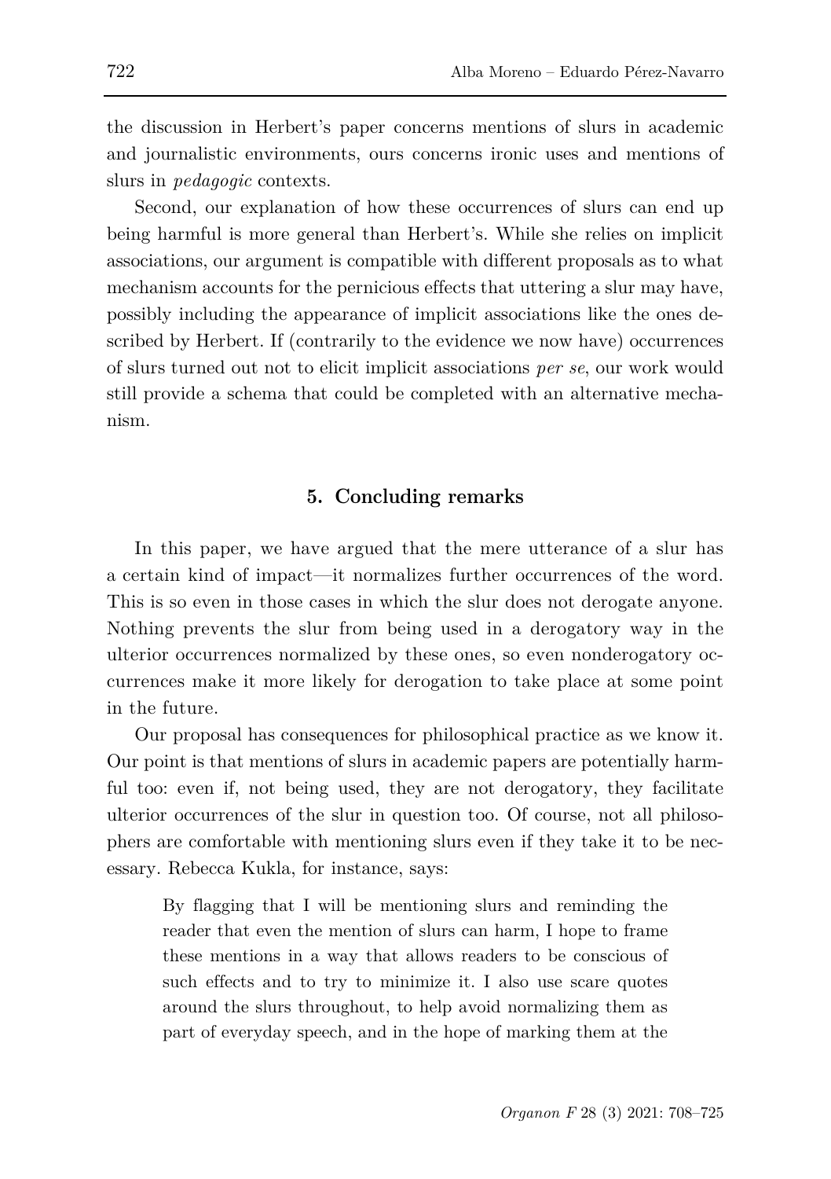the discussion in Herbert's paper concerns mentions of slurs in academic and journalistic environments, ours concerns ironic uses and mentions of slurs in *pedagogic* contexts.

Second, our explanation of how these occurrences of slurs can end up being harmful is more general than Herbert's. While she relies on implicit associations, our argument is compatible with different proposals as to what mechanism accounts for the pernicious effects that uttering a slur may have, possibly including the appearance of implicit associations like the ones described by Herbert. If (contrarily to the evidence we now have) occurrences of slurs turned out not to elicit implicit associations *per se*, our work would still provide a schema that could be completed with an alternative mechanism.

## 5. Concluding remarks

In this paper, we have argued that the mere utterance of a slur has a certain kind of impact—it normalizes further occurrences of the word. This is so even in those cases in which the slur does not derogate anyone. Nothing prevents the slur from being used in a derogatory way in the ulterior occurrences normalized by these ones, so even nonderogatory occurrences make it more likely for derogation to take place at some point in the future.

Our proposal has consequences for philosophical practice as we know it. Our point is that mentions of slurs in academic papers are potentially harmful too: even if, not being used, they are not derogatory, they facilitate ulterior occurrences of the slur in question too. Of course, not all philosophers are comfortable with mentioning slurs even if they take it to be necessary. Rebecca Kukla, for instance, says:

> By flagging that I will be mentioning slurs and reminding the reader that even the mention of slurs can harm, I hope to frame these mentions in a way that allows readers to be conscious of such effects and to try to minimize it. I also use scare quotes around the slurs throughout, to help avoid normalizing them as part of everyday speech, and in the hope of marking them at the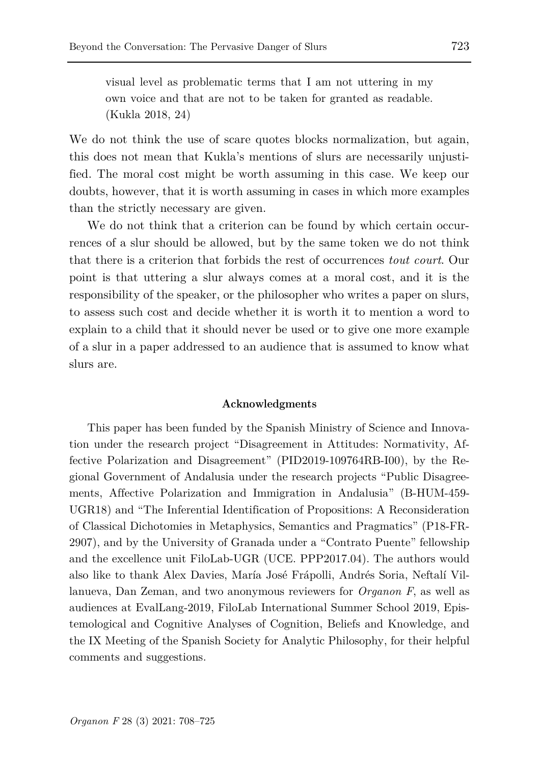> visual level as problematic terms that I am not uttering in my own voice and that are not to be taken for granted as readable. (Kukla 2018, 24)

We do not think the use of scare quotes blocks normalization, but again, this does not mean that Kukla's mentions of slurs are necessarily unjustified. The moral cost might be worth assuming in this case. We keep our doubts, however, that it is worth assuming in cases in which more examples than the strictly necessary are given.

We do not think that a criterion can be found by which certain occurrences of a slur should be allowed, but by the same token we do not think that there is a criterion that forbids the rest of occurrences *tout court*. Our point is that uttering a slur always comes at a moral cost, and it is the responsibility of the speaker, or the philosopher who writes a paper on slurs, to assess such cost and decide whether it is worth it to mention a word to explain to a child that it should never be used or to give one more example of a slur in a paper addressed to an audience that is assumed to know what slurs are.

### Acknowledgments

This paper has been funded by the Spanish Ministry of Science and Innovation under the research project "Disagreement in Attitudes: Normativity, Affective Polarization and Disagreement" (PID2019-109764RB-I00), by the Regional Government of Andalusia under the research projects "Public Disagreements, Affective Polarization and Immigration in Andalusia" (B-HUM-459-UGR18) and "The Inferential Identification of Propositions: A Reconsideration of Classical Dichotomies in Metaphysics, Semantics and Pragmatics" (P18-FR-2907), and by the University of Granada under a "Contrato Puente" fellowship and the excellence unit FiloLab-UGR (UCE. PPP2017.04). The authors would also like to thank Alex Davies, María José Frápolli, Andrés Soria, Neftalí Villanueva, Dan Zeman, and two anonymous reviewers for *Organon F*, as well as audiences at EvalLang-2019, FiloLab International Summer School 2019, Epistemological and Cognitive Analyses of Cognition, Beliefs and Knowledge, and the IX Meeting of the Spanish Society for Analytic Philosophy, for their helpful comments and suggestions.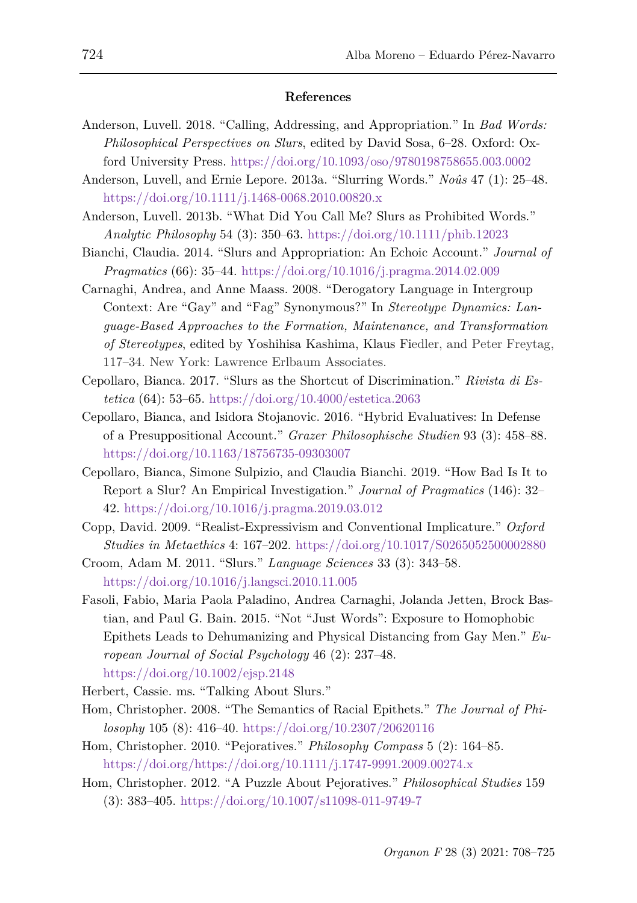### References

Anderson, Luvell. 2018. "Calling, Addressing, and Appropriation." In *Bad Words: Philosophical Perspectives on Slurs*, edited by David Sosa, 6–28. Oxford: Oxford University Press. https://doi.org/10.1093/oso/9780198758655.003.0002

Anderson, Luvell, and Ernie Lepore. 2013a. "Slurring Words." *Noûs* 47 (1): 25–48. https://doi.org/10.1111/j.1468-0068.2010.00820.x

Anderson, Luvell. 2013b. "What Did You Call Me? Slurs as Prohibited Words." *Analytic Philosophy* 54 (3): 350–63. https://doi.org/10.1111/phib.12023

Bianchi, Claudia. 2014. "Slurs and Appropriation: An Echoic Account." *Journal of Pragmatics* (66): 35–44. https://doi.org/10.1016/j.pragma.2014.02.009

Carnaghi, Andrea, and Anne Maass. 2008. "Derogatory Language in Intergroup Context: Are "Gay" and "Fag" Synonymous?" In *Stereotype Dynamics: Language-Based Approaches to the Formation, Maintenance, and Transformation of Stereotypes*, edited by Yoshihisa Kashima, Klaus Fiedler, and Peter Freytag, 117–34. New York: Lawrence Erlbaum Associates.

Cepollaro, Bianca. 2017. "Slurs as the Shortcut of Discrimination." *Rivista di Estetica* (64): 53–65. https://doi.org/10.4000/estetica.2063

Cepollaro, Bianca, and Isidora Stojanovic. 2016. "Hybrid Evaluatives: In Defense of a Presuppositional Account." *Grazer Philosophische Studien* 93 (3): 458–88. https://doi.org/10.1163/18756735-09303007

Cepollaro, Bianca, Simone Sulpizio, and Claudia Bianchi. 2019. "How Bad Is It to Report a Slur? An Empirical Investigation." *Journal of Pragmatics* (146): 32–42. https://doi.org/10.1016/j.pragma.2019.03.012

Copp, David. 2009. "Realist-Expressivism and Conventional Implicature." *Oxford Studies in Metaethics* 4: 167–202. https://doi.org/10.1017/S0265052500002880

Croom, Adam M. 2011. "Slurs." *Language Sciences* 33 (3): 343–58. https://doi.org/10.1016/j.langsci.2010.11.005

Fasoli, Fabio, Maria Paola Paladino, Andrea Carnaghi, Jolanda Jetten, Brock Bastian, and Paul G. Bain. 2015. "Not "Just Words": Exposure to Homophobic Epithets Leads to Dehumanizing and Physical Distancing from Gay Men." *European Journal of Social Psychology* 46 (2): 237–48. https://doi.org/10.1002/ejsp.2148

Herbert, Cassie. ms. "Talking About Slurs."

Hom, Christopher. 2008. "The Semantics of Racial Epithets." *The Journal of Philosophy* 105 (8): 416–40. https://doi.org/10.2307/20620116

Hom, Christopher. 2010. "Pejoratives." *Philosophy Compass* 5 (2): 164–85. https://doi.org/https://doi.org/10.1111/j.1747-9991.2009.00274.x

Hom, Christopher. 2012. "A Puzzle About Pejoratives." *Philosophical Studies* 159 (3): 383–405. https://doi.org/10.1007/s11098-011-9749-7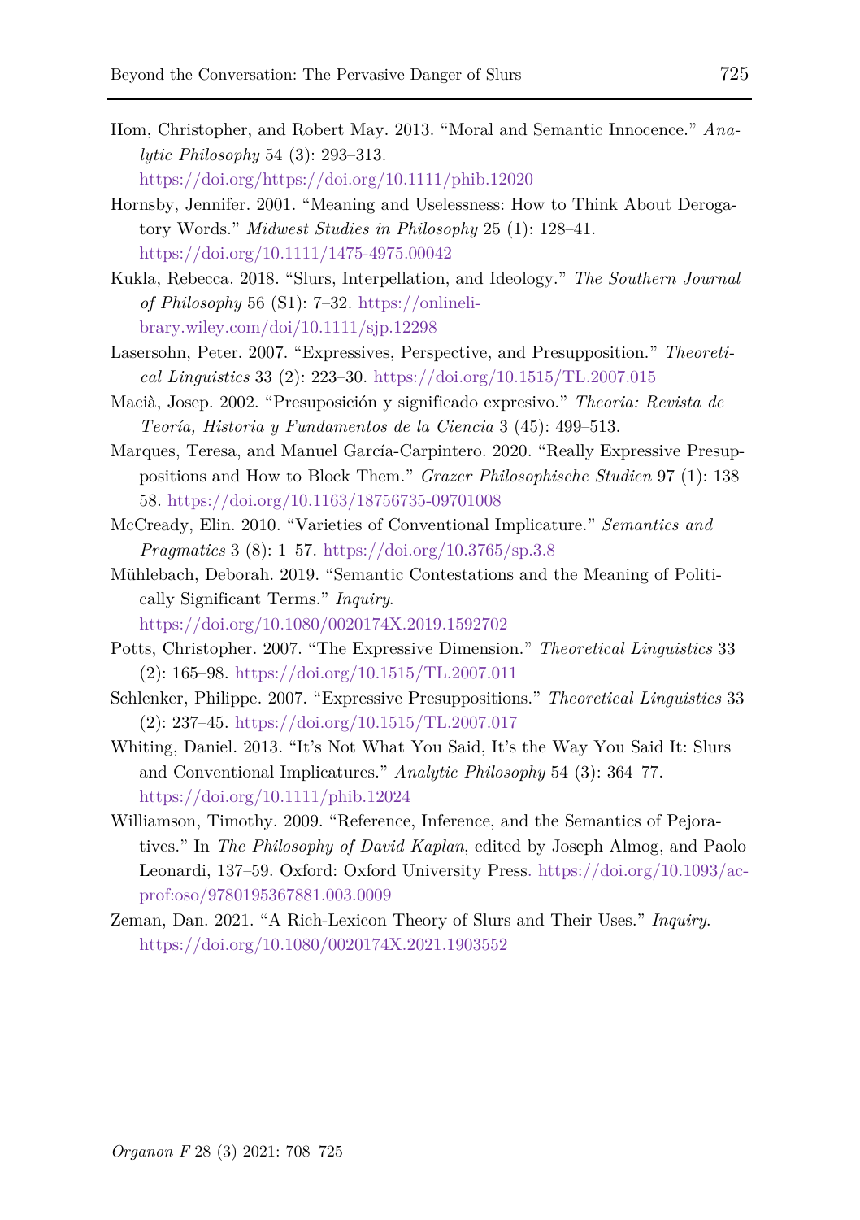Hom, Christopher, and Robert May. 2013. "Moral and Semantic Innocence." *Analytic Philosophy* 54 (3): 293–313. https://doi.org/https://doi.org/10.1111/phib.12020

Hornsby, Jennifer. 2001. "Meaning and Uselessness: How to Think About Derogatory Words." *Midwest Studies in Philosophy* 25 (1): 128–41. https://doi.org/10.1111/1475-4975.00042

Kukla, Rebecca. 2018. "Slurs, Interpellation, and Ideology." *The Southern Journal of Philosophy* 56 (S1): 7–32. https://onlinelibrary.wiley.com/doi/10.1111/sjp.12298

Lasersohn, Peter. 2007. "Expressives, Perspective, and Presupposition." *Theoretical Linguistics* 33 (2): 223–30. https://doi.org/10.1515/TL.2007.015

Macià, Josep. 2002. "Presuposición y significado expresivo." *Theoria: Revista de Teoría, Historia y Fundamentos de la Ciencia* 3 (45): 499–513.

Marques, Teresa, and Manuel García-Carpintero. 2020. "Really Expressive Presuppositions and How to Block Them." *Grazer Philosophische Studien* 97 (1): 138–58. https://doi.org/10.1163/18756735-09701008

McCready, Elin. 2010. "Varieties of Conventional Implicature." *Semantics and Pragmatics* 3 (8): 1–57. https://doi.org/10.3765/sp.3.8

Mühlebach, Deborah. 2019. "Semantic Contestations and the Meaning of Politically Significant Terms." *Inquiry*. https://doi.org/10.1080/0020174X.2019.1592702

Potts, Christopher. 2007. "The Expressive Dimension." *Theoretical Linguistics* 33 (2): 165–98. https://doi.org/10.1515/TL.2007.011

Schlenker, Philippe. 2007. "Expressive Presuppositions." *Theoretical Linguistics* 33 (2): 237–45. https://doi.org/10.1515/TL.2007.017

Whiting, Daniel. 2013. "It's Not What You Said, It's the Way You Said It: Slurs and Conventional Implicatures." *Analytic Philosophy* 54 (3): 364–77. https://doi.org/10.1111/phib.12024

Williamson, Timothy. 2009. "Reference, Inference, and the Semantics of Pejoratives." In *The Philosophy of David Kaplan*, edited by Joseph Almog, and Paolo Leonardi, 137–59. Oxford: Oxford University Press. https://doi.org/10.1093/acprof:oso/9780195367881.003.0009

Zeman, Dan. 2021. "A Rich-Lexicon Theory of Slurs and Their Uses." *Inquiry*. https://doi.org/10.1080/0020174X.2021.1903552